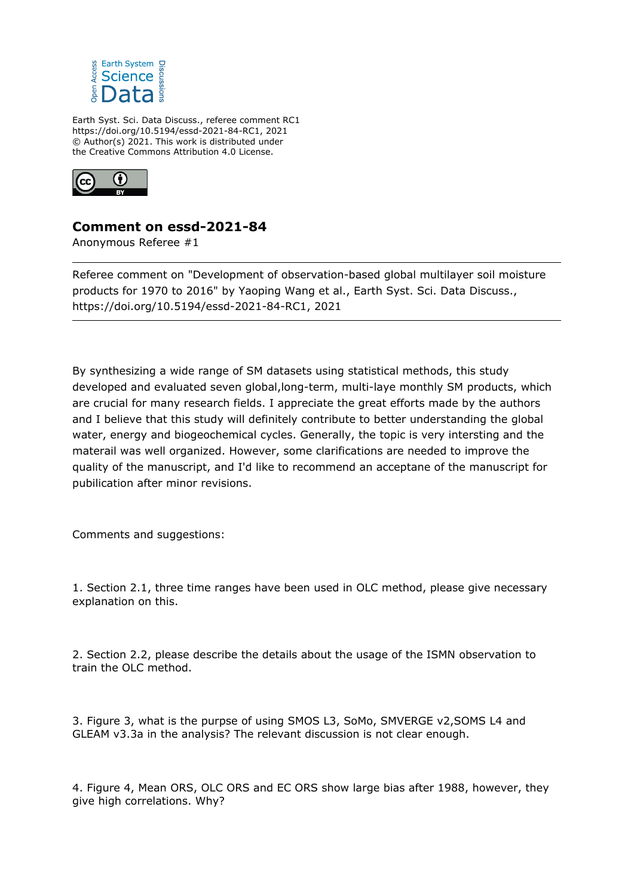Earth Syst. Sci. Data Discuss., referee comment RC1
https://doi.org/10.5194/essd-2021-84-RC1, 2021
© Author(s) 2021. This work is distributed under
the Creative Commons Attribution 4.0 License.

## Comment on essd-2021-84

Anonymous Referee #1

---

Referee comment on "Development of observation-based global multilayer soil moisture products for 1970 to 2016" by Yaoping Wang et al., Earth Syst. Sci. Data Discuss., https://doi.org/10.5194/essd-2021-84-RC1, 2021

---

By synthesizing a wide range of SM datasets using statistical methods, this study developed and evaluated seven global,long-term, multi-laye monthly SM products, which are crucial for many research fields. I appreciate the great efforts made by the authors and I believe that this study will definitely contribute to better understanding the global water, energy and biogeochemical cycles. Generally, the topic is very intersting and the materail was well organized. However, some clarifications are needed to improve the quality of the manuscript, and I'd like to recommend an acceptane of the manuscript for pubilication after minor revisions.

Comments and suggestions:

1. Section 2.1, three time ranges have been used in OLC method, please give necessary explanation on this.

2. Section 2.2, please describe the details about the usage of the ISMN observation to train the OLC method.

3. Figure 3, what is the purpse of using SMOS L3, SoMo, SMVERGE v2,SOMS L4 and GLEAM v3.3a in the analysis? The relevant discussion is not clear enough.

4. Figure 4, Mean ORS, OLC ORS and EC ORS show large bias after 1988, however, they give high correlations. Why?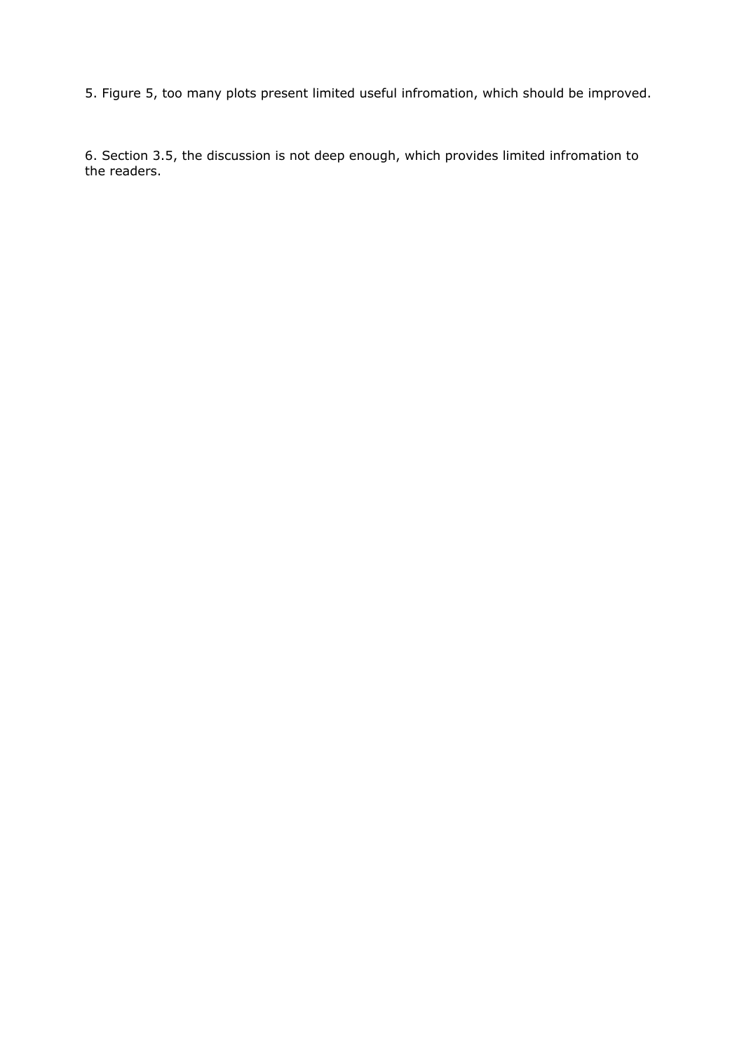5. Figure 5, too many plots present limited useful infromation, which should be improved.

6. Section 3.5, the discussion is not deep enough, which provides limited infromation to the readers.